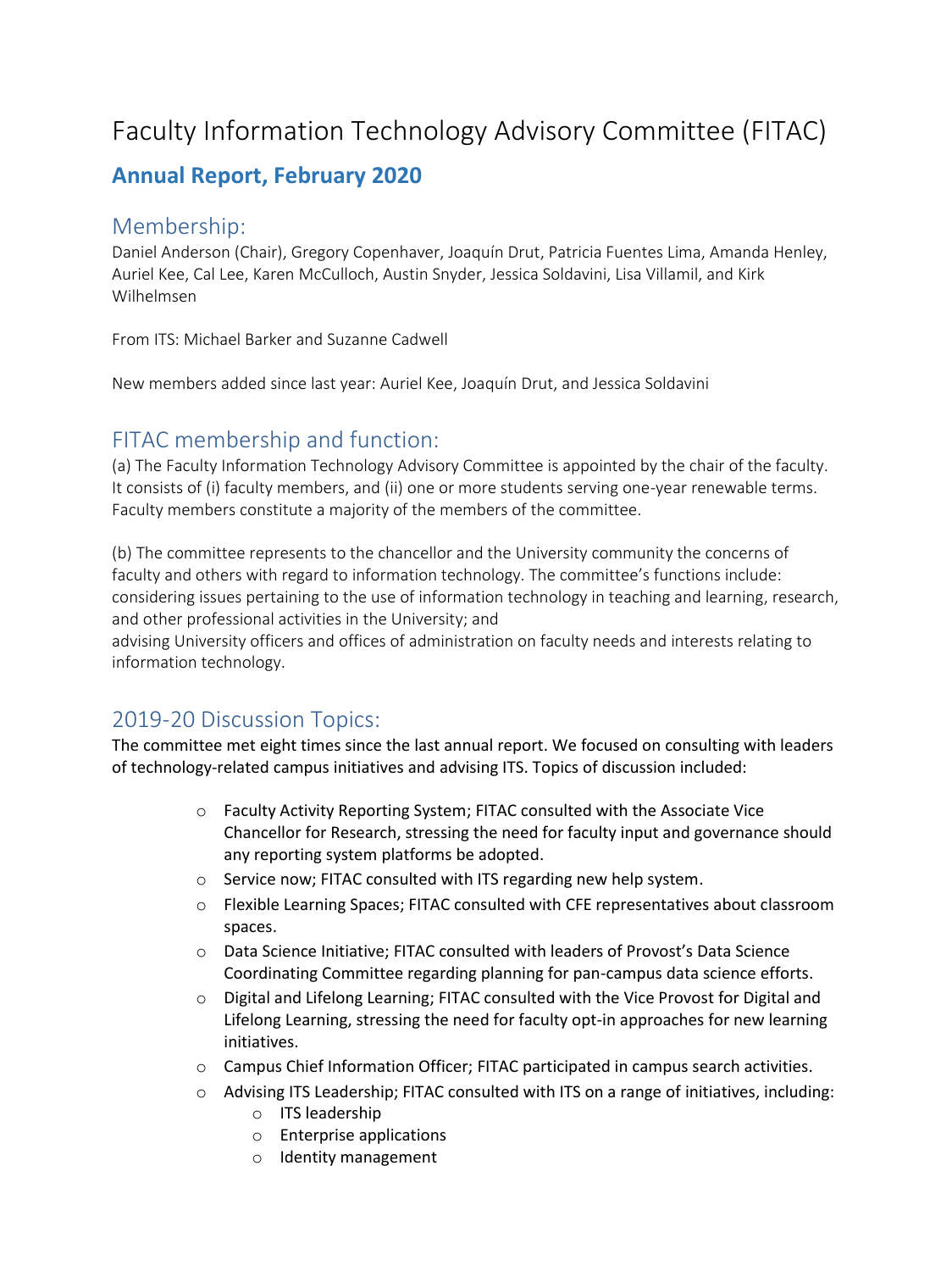# Faculty Information Technology Advisory Committee (FITAC)

## Annual Report, February 2020

### Membership:

Daniel Anderson (Chair), Gregory Copenhaver, Joaquín Drut, Patricia Fuentes Lima, Amanda Henley, Auriel Kee, Cal Lee, Karen McCulloch, Austin Snyder, Jessica Soldavini, Lisa Villamil, and Kirk Wilhelmsen

From ITS: Michael Barker and Suzanne Cadwell

New members added since last year: Auriel Kee, Joaquín Drut, and Jessica Soldavini

### FITAC membership and function:

(a) The Faculty Information Technology Advisory Committee is appointed by the chair of the faculty. It consists of (i) faculty members, and (ii) one or more students serving one-year renewable terms. Faculty members constitute a majority of the members of the committee.

(b) The committee represents to the chancellor and the University community the concerns of faculty and others with regard to information technology. The committee's functions include: considering issues pertaining to the use of information technology in teaching and learning, research, and other professional activities in the University; and
advising University officers and offices of administration on faculty needs and interests relating to information technology.

### 2019-20 Discussion Topics:

The committee met eight times since the last annual report. We focused on consulting with leaders of technology-related campus initiatives and advising ITS. Topics of discussion included:

- Faculty Activity Reporting System; FITAC consulted with the Associate Vice Chancellor for Research, stressing the need for faculty input and governance should any reporting system platforms be adopted.
- Service now; FITAC consulted with ITS regarding new help system.
- Flexible Learning Spaces; FITAC consulted with CFE representatives about classroom spaces.
- Data Science Initiative; FITAC consulted with leaders of Provost's Data Science Coordinating Committee regarding planning for pan-campus data science efforts.
- Digital and Lifelong Learning; FITAC consulted with the Vice Provost for Digital and Lifelong Learning, stressing the need for faculty opt-in approaches for new learning initiatives.
- Campus Chief Information Officer; FITAC participated in campus search activities.
- Advising ITS Leadership; FITAC consulted with ITS on a range of initiatives, including:
  - ITS leadership
  - Enterprise applications
  - Identity management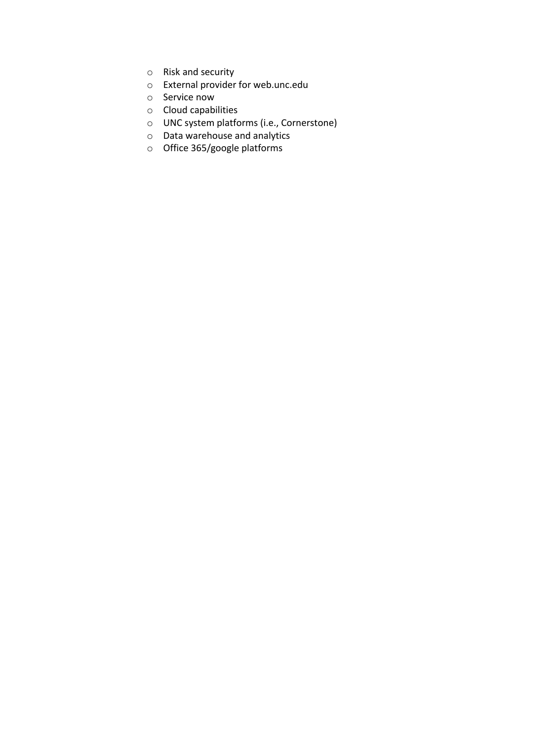- Risk and security
- External provider for web.unc.edu
- Service now
- Cloud capabilities
- UNC system platforms (i.e., Cornerstone)
- Data warehouse and analytics
- Office 365/google platforms